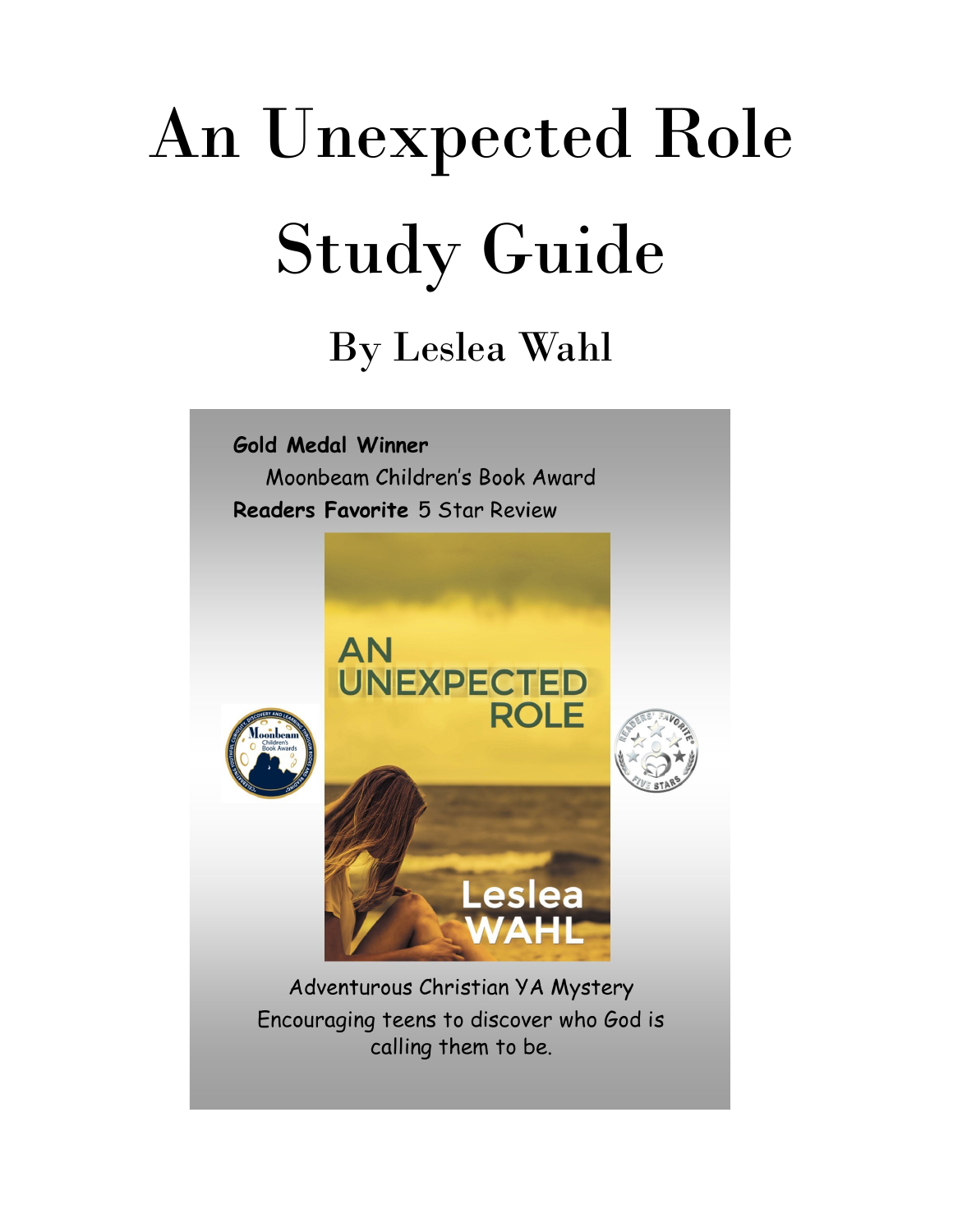# An Unexpected Role Study Guide

## By Leslea Wahl

**Gold Medal Winner**

Moonbeam Children's Book Award

**Readers Favorite** 5 Star Review

AN UNEXPECTED ROLE

Leslea WAHL

Adventurous Christian YA Mystery

Encouraging teens to discover who God is calling them to be.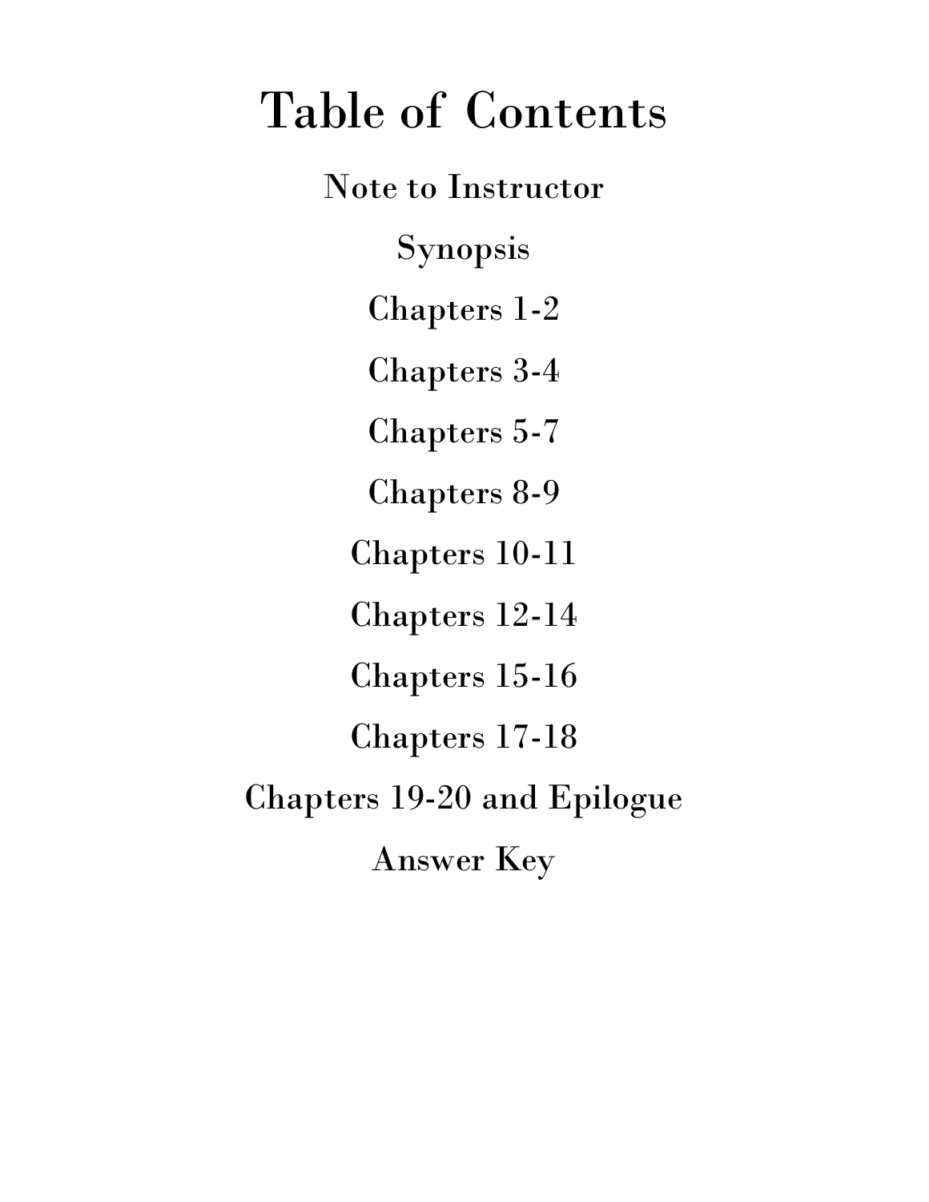# Table of Contents

Note to Instructor

Synopsis

Chapters 1-2

Chapters 3-4

Chapters 5-7

Chapters 8-9

Chapters 10-11

Chapters 12-14

Chapters 15-16

Chapters 17-18

Chapters 19-20 and Epilogue

Answer Key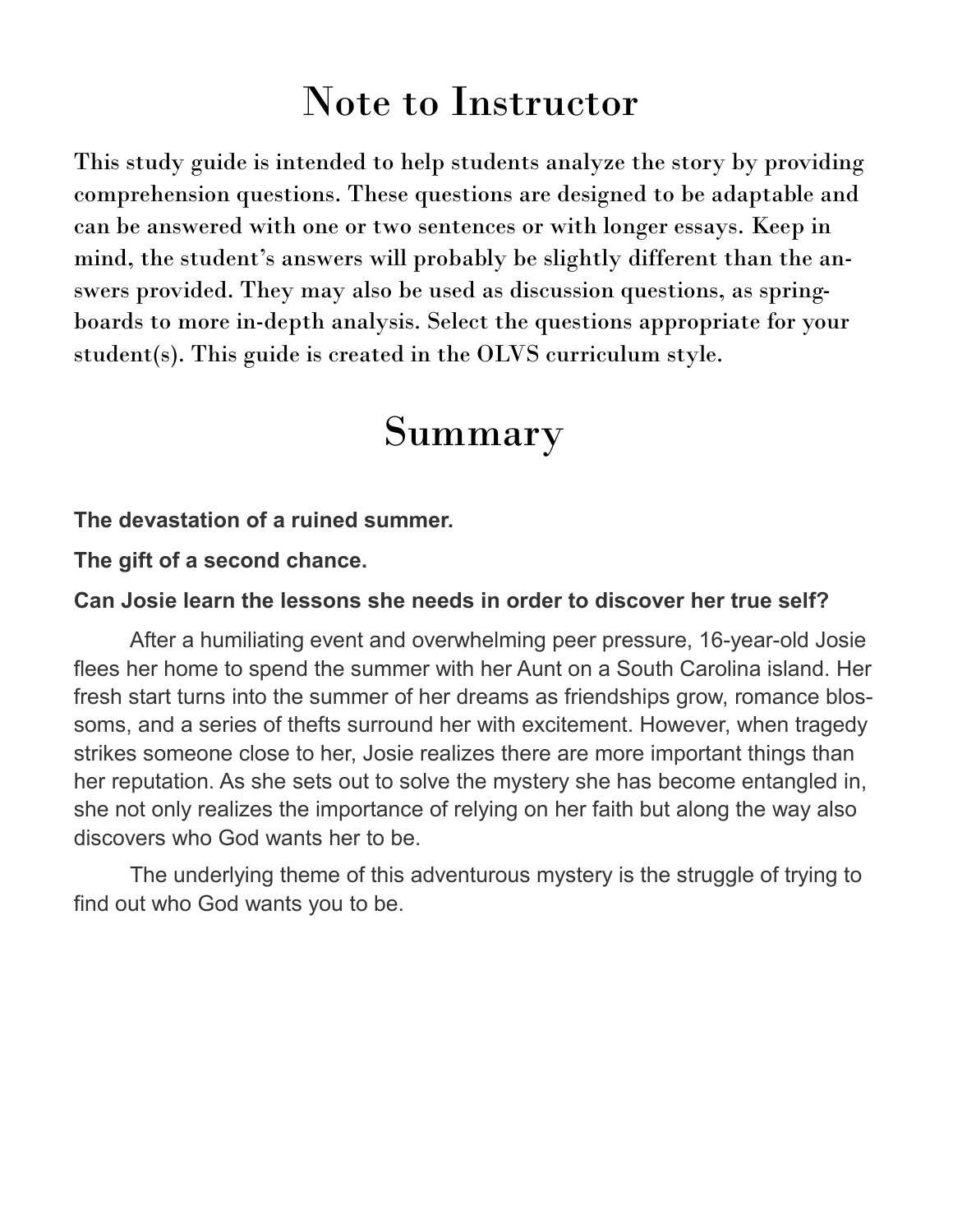# Note to Instructor

This study guide is intended to help students analyze the story by providing comprehension questions. These questions are designed to be adaptable and can be answered with one or two sentences or with longer essays. Keep in mind, the student's answers will probably be slightly different than the answers provided. They may also be used as discussion questions, as springboards to more in-depth analysis. Select the questions appropriate for your student(s). This guide is created in the OLVS curriculum style.

# Summary

**The devastation of a ruined summer.**

**The gift of a second chance.**

**Can Josie learn the lessons she needs in order to discover her true self?**

After a humiliating event and overwhelming peer pressure, 16-year-old Josie flees her home to spend the summer with her Aunt on a South Carolina island. Her fresh start turns into the summer of her dreams as friendships grow, romance blossoms, and a series of thefts surround her with excitement. However, when tragedy strikes someone close to her, Josie realizes there are more important things than her reputation. As she sets out to solve the mystery she has become entangled in, she not only realizes the importance of relying on her faith but along the way also discovers who God wants her to be.

The underlying theme of this adventurous mystery is the struggle of trying to find out who God wants you to be.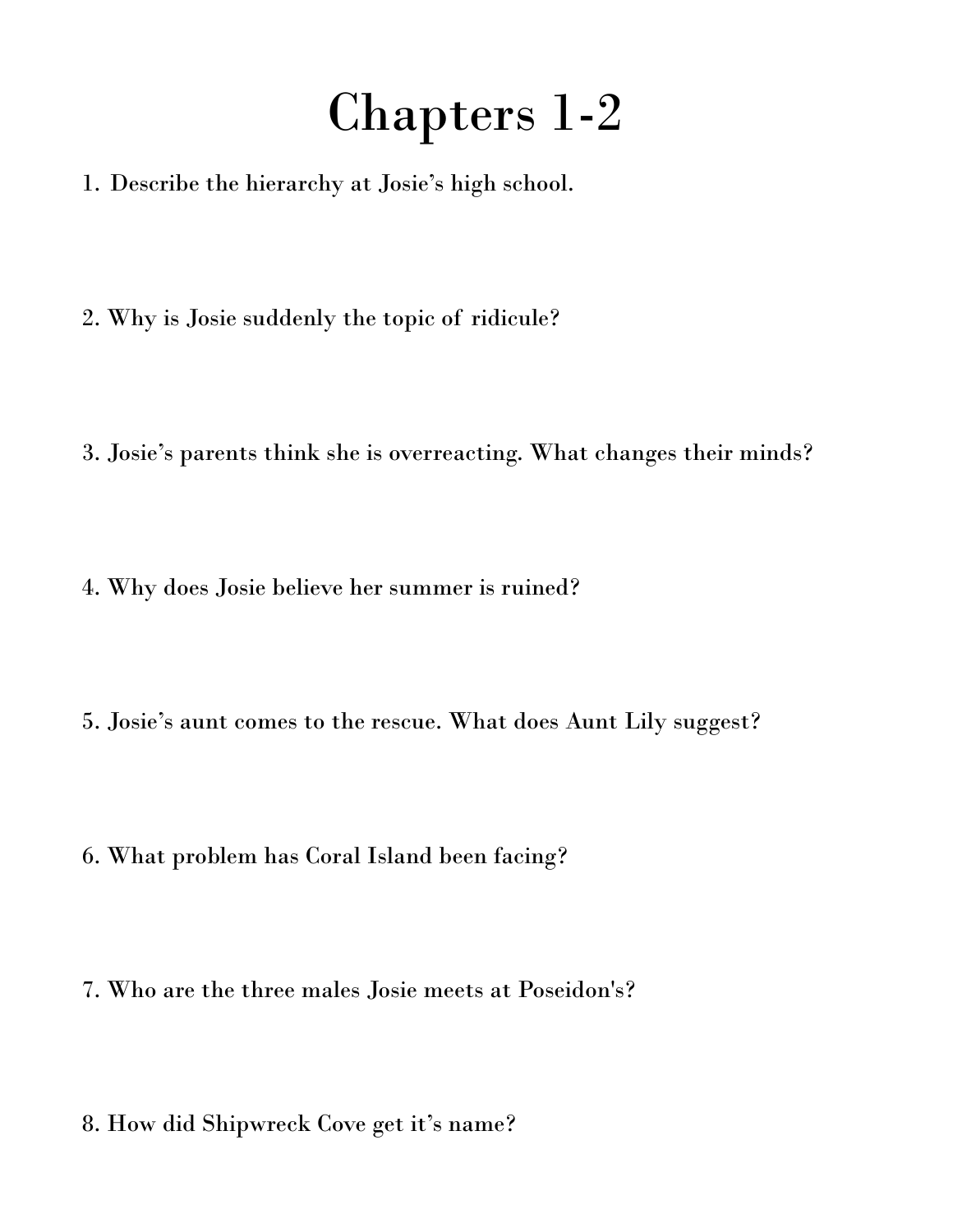# Chapters 1-2

1. Describe the hierarchy at Josie's high school.

2. Why is Josie suddenly the topic of ridicule?

3. Josie's parents think she is overreacting. What changes their minds?

4. Why does Josie believe her summer is ruined?

5. Josie's aunt comes to the rescue. What does Aunt Lily suggest?

6. What problem has Coral Island been facing?

7. Who are the three males Josie meets at Poseidon's?

8. How did Shipwreck Cove get it's name?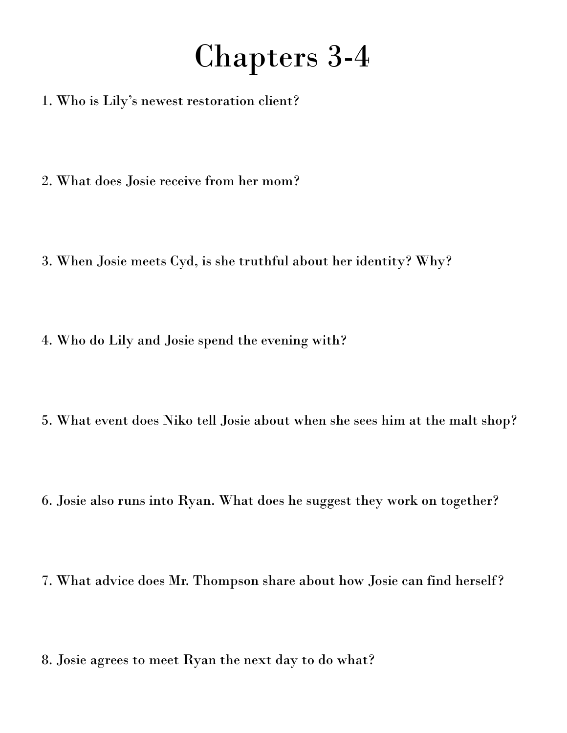# Chapters 3-4

1. Who is Lily's newest restoration client?

2. What does Josie receive from her mom?

3. When Josie meets Cyd, is she truthful about her identity? Why?

4. Who do Lily and Josie spend the evening with?

5. What event does Niko tell Josie about when she sees him at the malt shop?

6. Josie also runs into Ryan. What does he suggest they work on together?

7. What advice does Mr. Thompson share about how Josie can find herself?

8. Josie agrees to meet Ryan the next day to do what?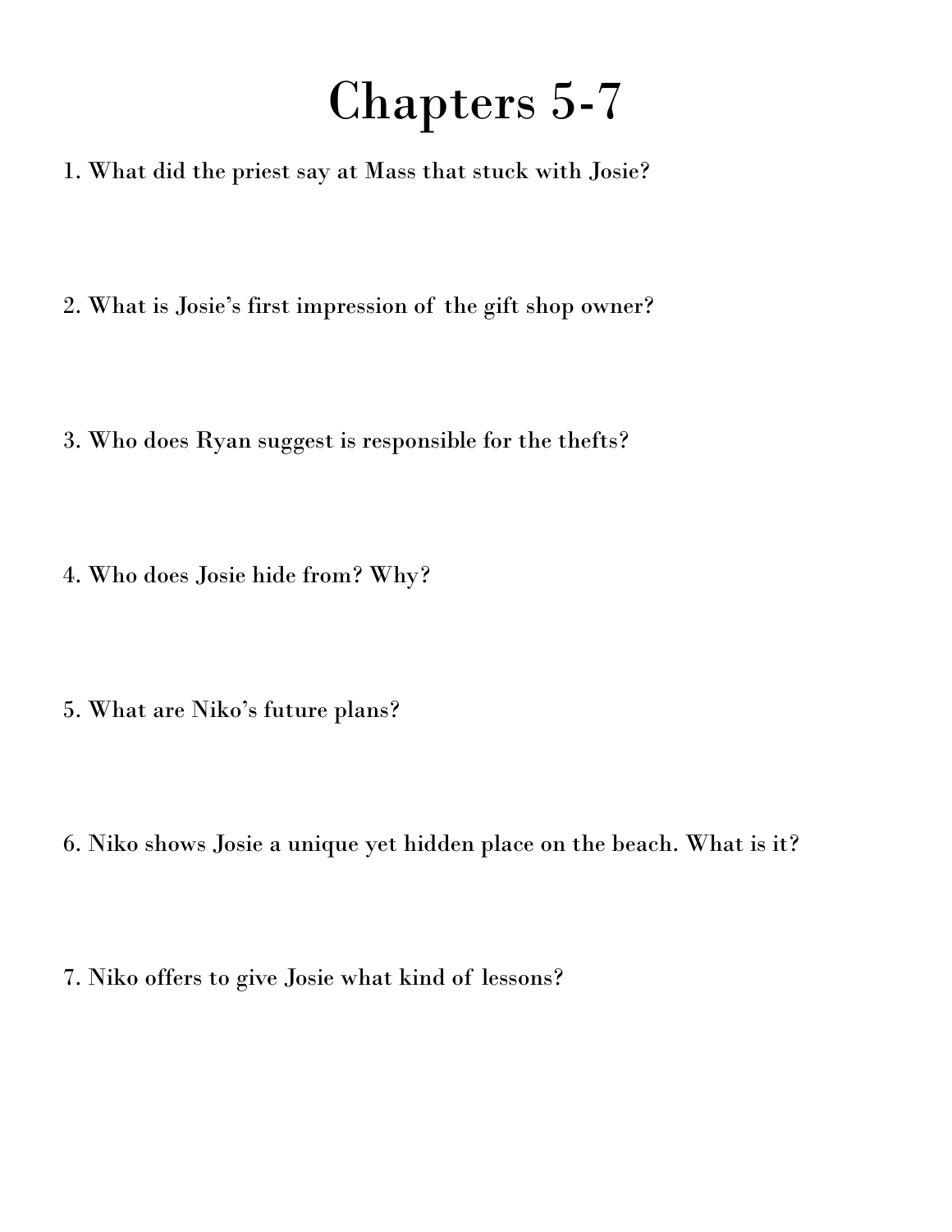# Chapters 5-7

1. What did the priest say at Mass that stuck with Josie?

2. What is Josie's first impression of the gift shop owner?

3. Who does Ryan suggest is responsible for the thefts?

4. Who does Josie hide from? Why?

5. What are Niko's future plans?

6. Niko shows Josie a unique yet hidden place on the beach. What is it?

7. Niko offers to give Josie what kind of lessons?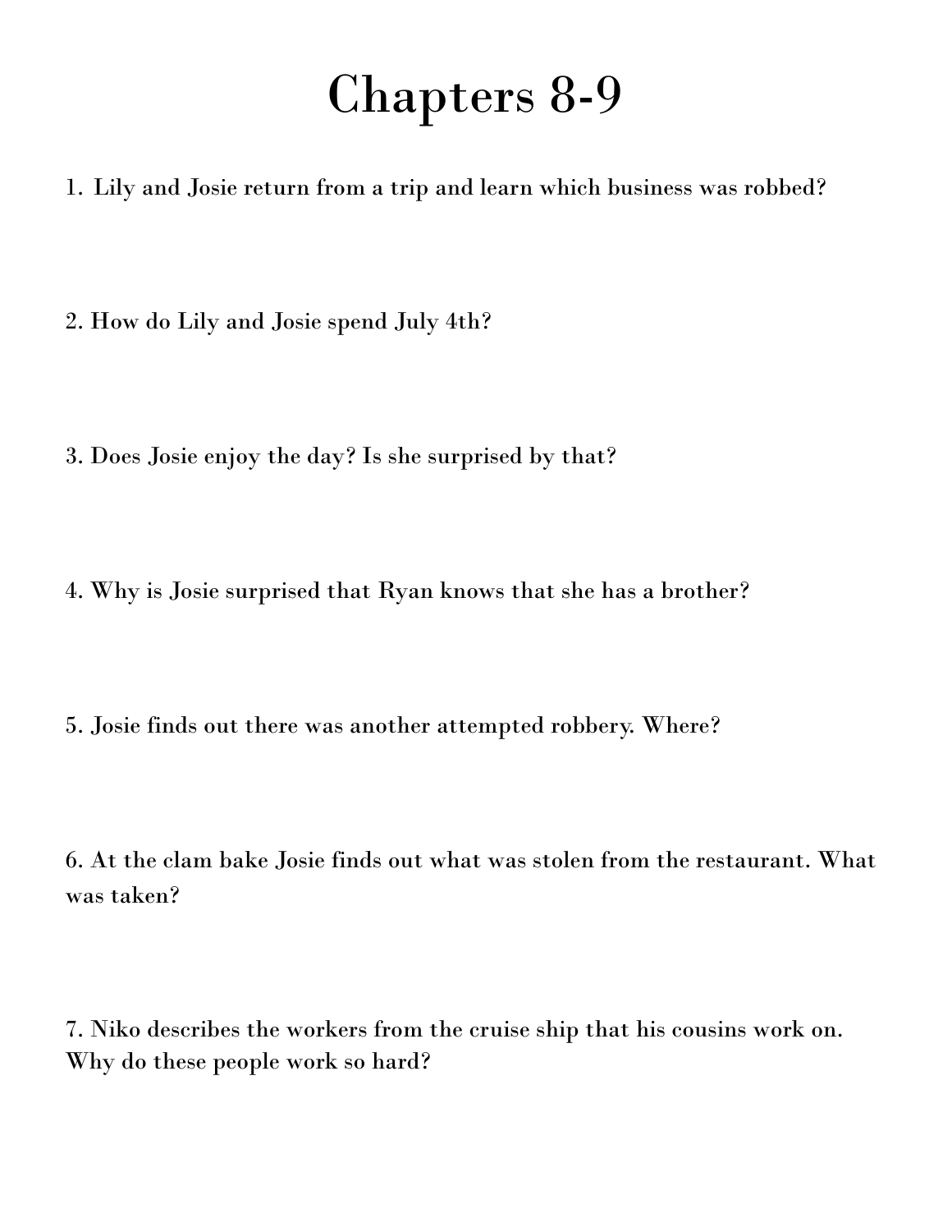# Chapters 8-9

1. Lily and Josie return from a trip and learn which business was robbed?

2. How do Lily and Josie spend July 4th?

3. Does Josie enjoy the day? Is she surprised by that?

4. Why is Josie surprised that Ryan knows that she has a brother?

5. Josie finds out there was another attempted robbery. Where?

6. At the clam bake Josie finds out what was stolen from the restaurant. What was taken?

7. Niko describes the workers from the cruise ship that his cousins work on. Why do these people work so hard?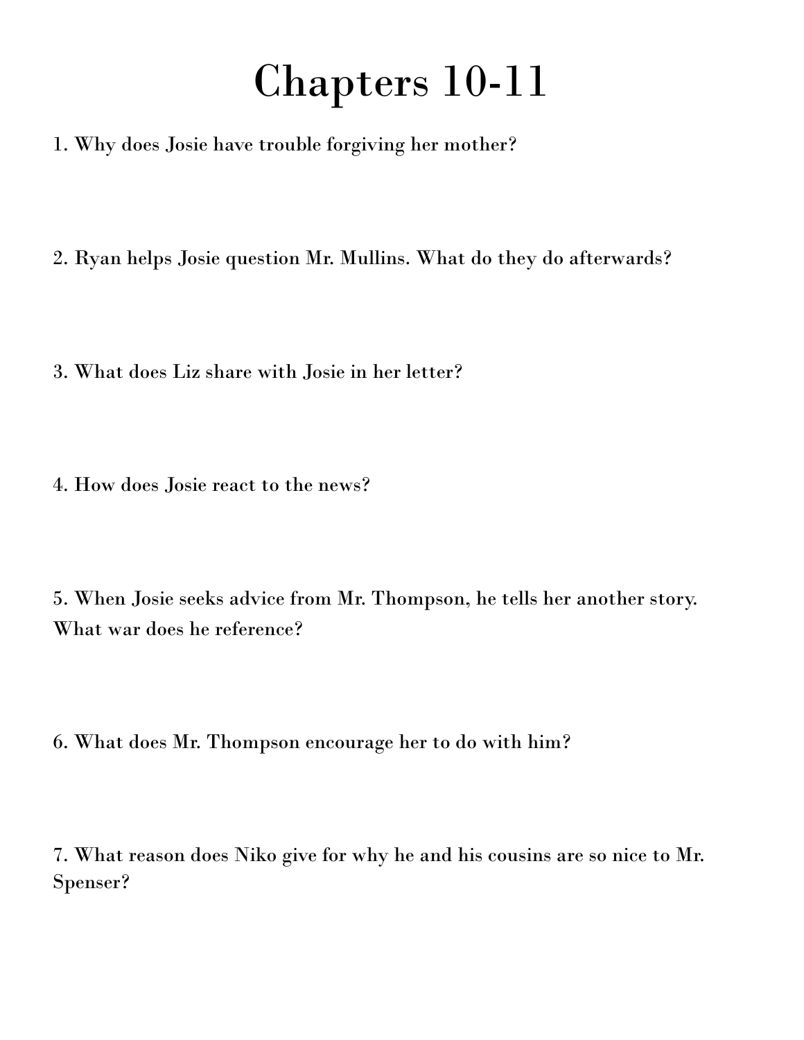# Chapters 10-11

1. Why does Josie have trouble forgiving her mother?

2. Ryan helps Josie question Mr. Mullins. What do they do afterwards?

3. What does Liz share with Josie in her letter?

4. How does Josie react to the news?

5. When Josie seeks advice from Mr. Thompson, he tells her another story. What war does he reference?

6. What does Mr. Thompson encourage her to do with him?

7. What reason does Niko give for why he and his cousins are so nice to Mr. Spenser?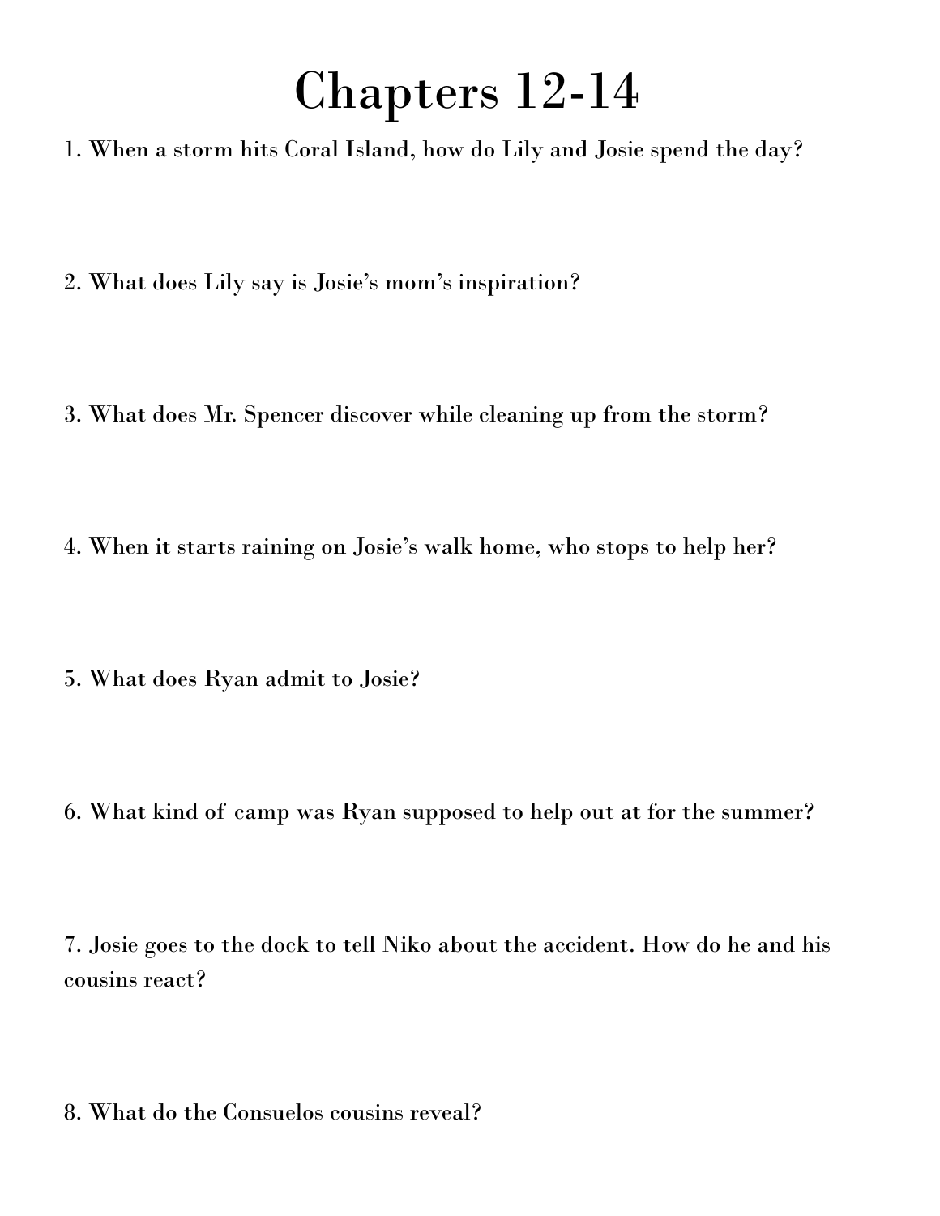# Chapters 12-14

1. When a storm hits Coral Island, how do Lily and Josie spend the day?

2. What does Lily say is Josie's mom's inspiration?

3. What does Mr. Spencer discover while cleaning up from the storm?

4. When it starts raining on Josie's walk home, who stops to help her?

5. What does Ryan admit to Josie?

6. What kind of camp was Ryan supposed to help out at for the summer?

7. Josie goes to the dock to tell Niko about the accident. How do he and his cousins react?

8. What do the Consuelos cousins reveal?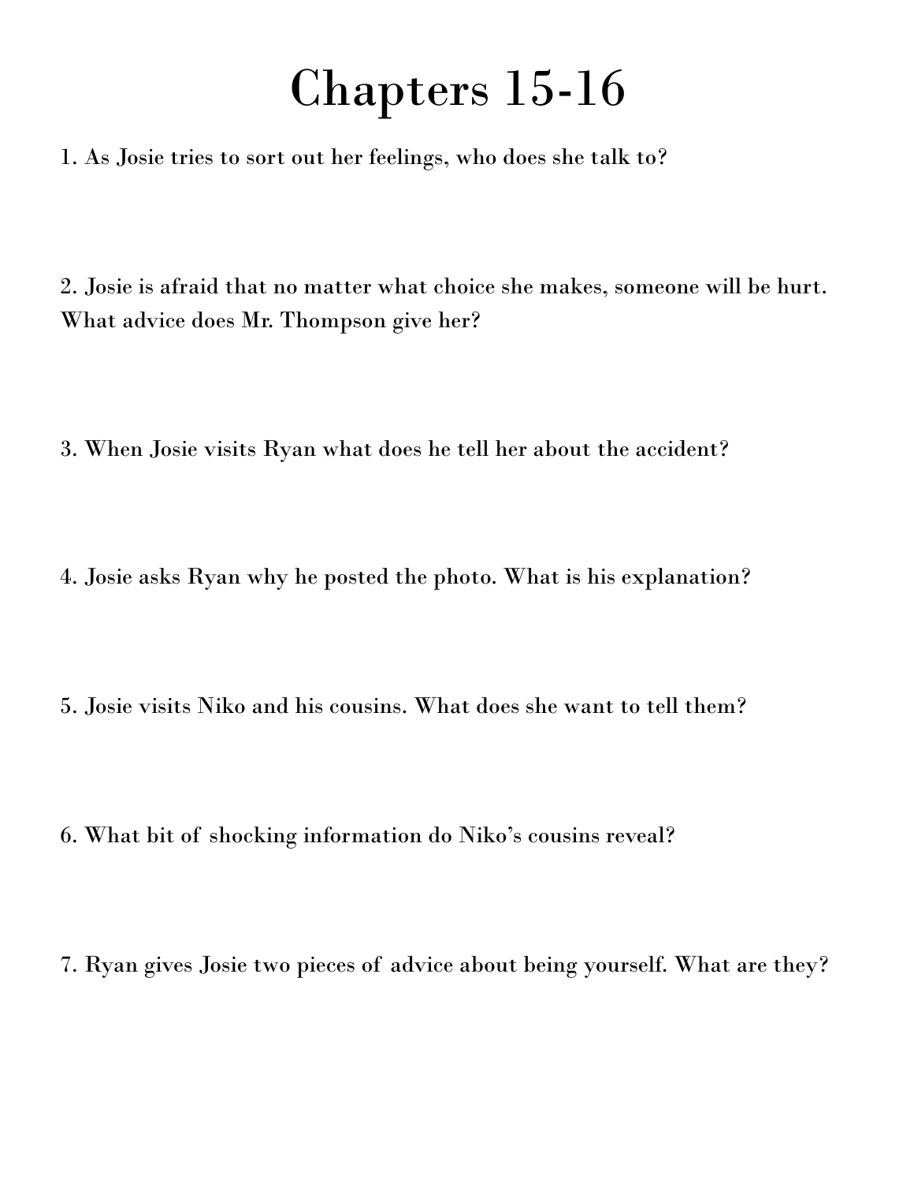# Chapters 15-16

1. As Josie tries to sort out her feelings, who does she talk to?

2. Josie is afraid that no matter what choice she makes, someone will be hurt. What advice does Mr. Thompson give her?

3. When Josie visits Ryan what does he tell her about the accident?

4. Josie asks Ryan why he posted the photo. What is his explanation?

5. Josie visits Niko and his cousins. What does she want to tell them?

6. What bit of shocking information do Niko's cousins reveal?

7. Ryan gives Josie two pieces of advice about being yourself. What are they?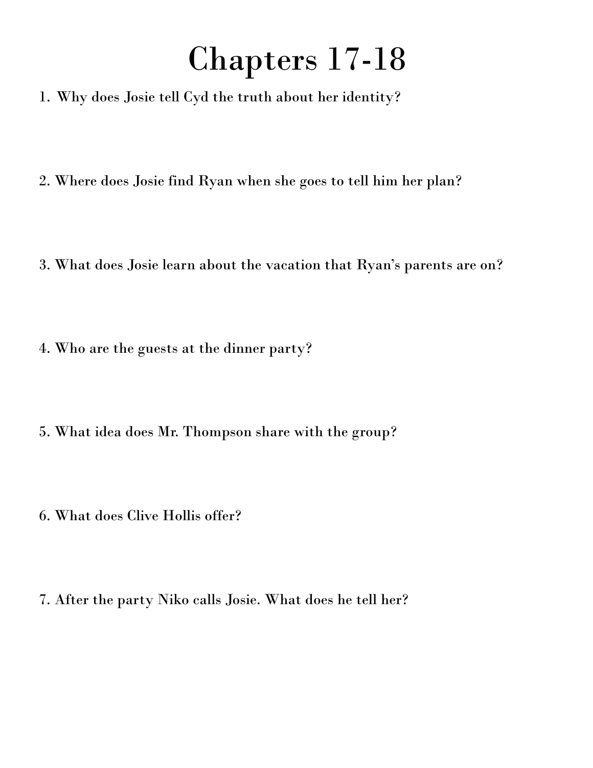# Chapters 17-18

1. Why does Josie tell Cyd the truth about her identity?

2. Where does Josie find Ryan when she goes to tell him her plan?

3. What does Josie learn about the vacation that Ryan's parents are on?

4. Who are the guests at the dinner party?

5. What idea does Mr. Thompson share with the group?

6. What does Clive Hollis offer?

7. After the party Niko calls Josie. What does he tell her?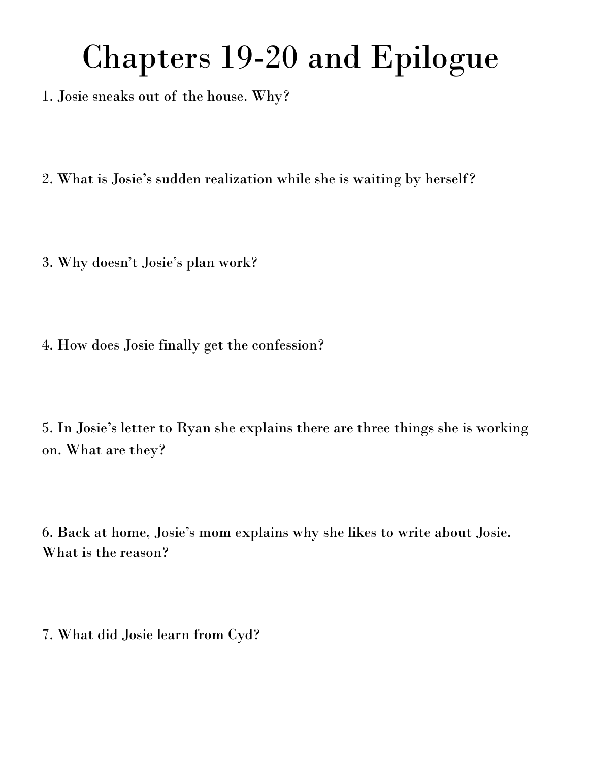# Chapters 19-20 and Epilogue

1. Josie sneaks out of the house. Why?

2. What is Josie's sudden realization while she is waiting by herself?

3. Why doesn't Josie's plan work?

4. How does Josie finally get the confession?

5. In Josie's letter to Ryan she explains there are three things she is working on. What are they?

6. Back at home, Josie's mom explains why she likes to write about Josie. What is the reason?

7. What did Josie learn from Cyd?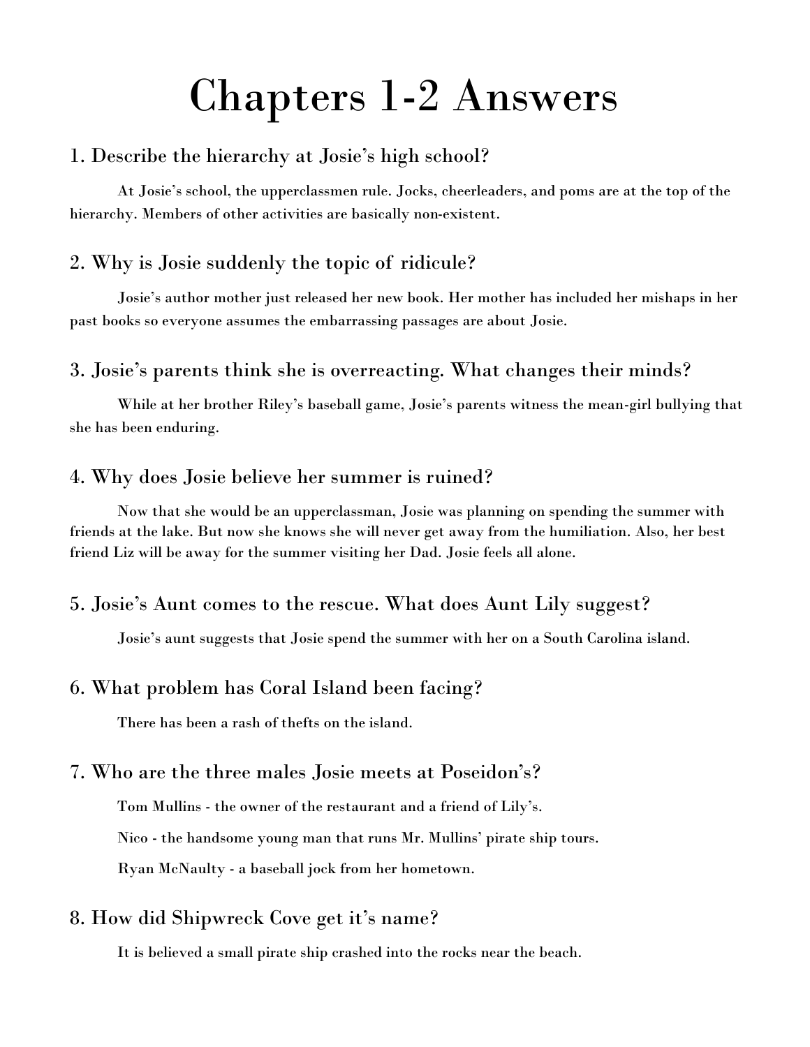# Chapters 1-2 Answers

## 1. Describe the hierarchy at Josie's high school?

At Josie's school, the upperclassmen rule. Jocks, cheerleaders, and poms are at the top of the hierarchy. Members of other activities are basically non-existent.

## 2. Why is Josie suddenly the topic of ridicule?

Josie's author mother just released her new book. Her mother has included her mishaps in her past books so everyone assumes the embarrassing passages are about Josie.

## 3. Josie's parents think she is overreacting. What changes their minds?

While at her brother Riley's baseball game, Josie's parents witness the mean-girl bullying that she has been enduring.

## 4. Why does Josie believe her summer is ruined?

Now that she would be an upperclassman, Josie was planning on spending the summer with friends at the lake. But now she knows she will never get away from the humiliation. Also, her best friend Liz will be away for the summer visiting her Dad. Josie feels all alone.

## 5. Josie's Aunt comes to the rescue. What does Aunt Lily suggest?

Josie's aunt suggests that Josie spend the summer with her on a South Carolina island.

## 6. What problem has Coral Island been facing?

There has been a rash of thefts on the island.

## 7. Who are the three males Josie meets at Poseidon's?

Tom Mullins - the owner of the restaurant and a friend of Lily's.

Nico - the handsome young man that runs Mr. Mullins' pirate ship tours.

Ryan McNaulty - a baseball jock from her hometown.

## 8. How did Shipwreck Cove get it's name?

It is believed a small pirate ship crashed into the rocks near the beach.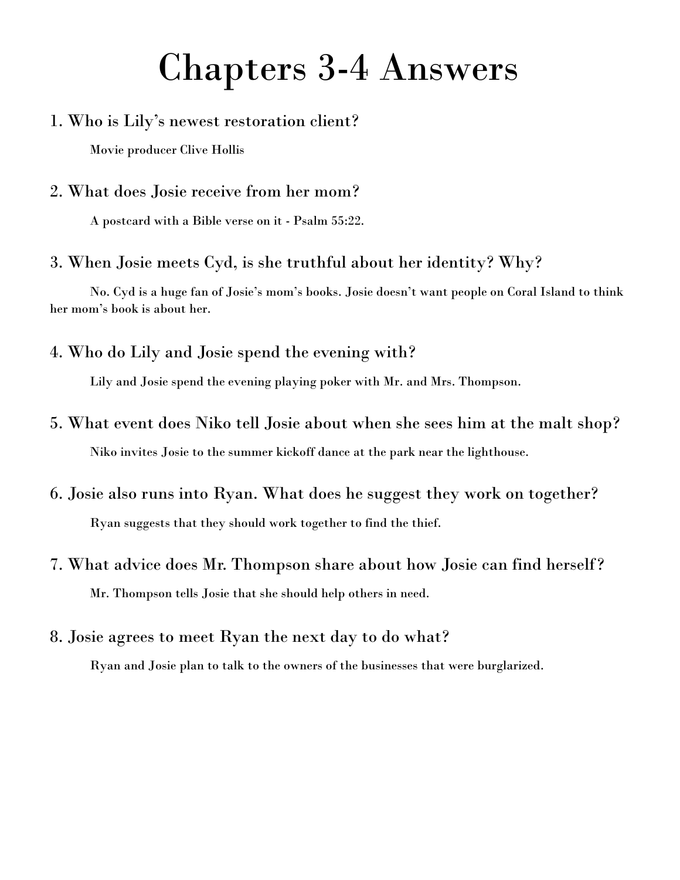# Chapters 3-4 Answers

1. Who is Lily's newest restoration client?

    Movie producer Clive Hollis

2. What does Josie receive from her mom?

    A postcard with a Bible verse on it - Psalm 55:22.

3. When Josie meets Cyd, is she truthful about her identity? Why?

    No. Cyd is a huge fan of Josie's mom's books. Josie doesn't want people on Coral Island to think her mom's book is about her.

4. Who do Lily and Josie spend the evening with?

    Lily and Josie spend the evening playing poker with Mr. and Mrs. Thompson.

5. What event does Niko tell Josie about when she sees him at the malt shop?

    Niko invites Josie to the summer kickoff dance at the park near the lighthouse.

6. Josie also runs into Ryan. What does he suggest they work on together?

    Ryan suggests that they should work together to find the thief.

7. What advice does Mr. Thompson share about how Josie can find herself?

    Mr. Thompson tells Josie that she should help others in need.

8. Josie agrees to meet Ryan the next day to do what?

    Ryan and Josie plan to talk to the owners of the businesses that were burglarized.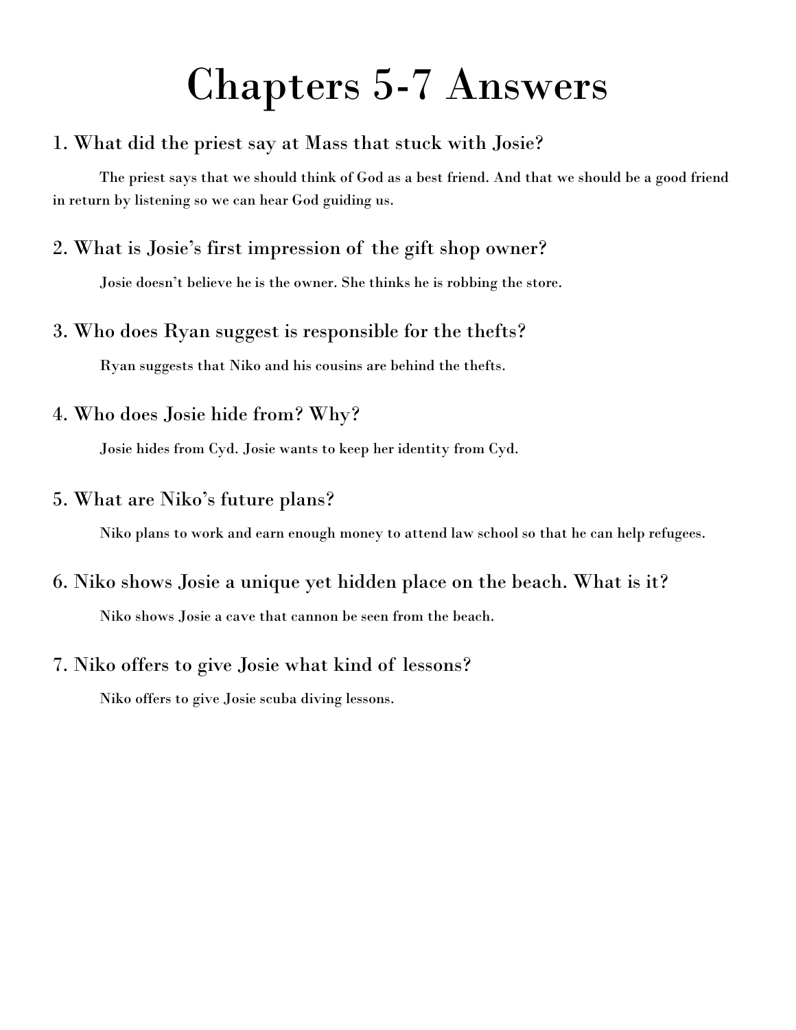# Chapters 5-7 Answers

1. What did the priest say at Mass that stuck with Josie?

The priest says that we should think of God as a best friend. And that we should be a good friend in return by listening so we can hear God guiding us.

2. What is Josie's first impression of the gift shop owner?

Josie doesn't believe he is the owner. She thinks he is robbing the store.

3. Who does Ryan suggest is responsible for the thefts?

Ryan suggests that Niko and his cousins are behind the thefts.

4. Who does Josie hide from? Why?

Josie hides from Cyd. Josie wants to keep her identity from Cyd.

5. What are Niko's future plans?

Niko plans to work and earn enough money to attend law school so that he can help refugees.

6. Niko shows Josie a unique yet hidden place on the beach. What is it?

Niko shows Josie a cave that cannon be seen from the beach.

7. Niko offers to give Josie what kind of lessons?

Niko offers to give Josie scuba diving lessons.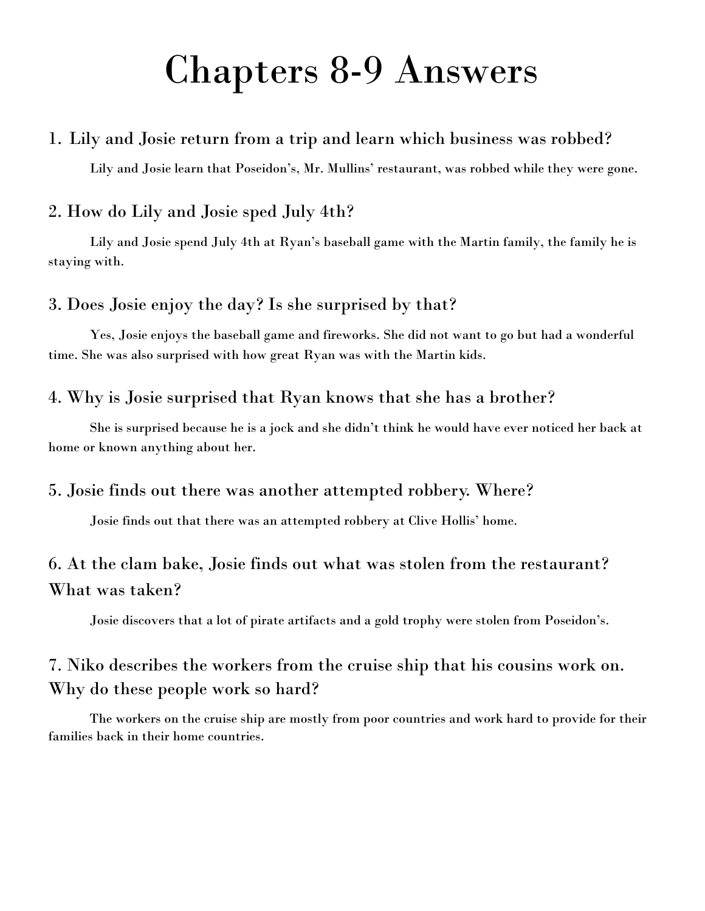# Chapters 8-9 Answers

## 1. Lily and Josie return from a trip and learn which business was robbed?

Lily and Josie learn that Poseidon's, Mr. Mullins' restaurant, was robbed while they were gone.

## 2. How do Lily and Josie sped July 4th?

Lily and Josie spend July 4th at Ryan's baseball game with the Martin family, the family he is staying with.

## 3. Does Josie enjoy the day? Is she surprised by that?

Yes, Josie enjoys the baseball game and fireworks. She did not want to go but had a wonderful time. She was also surprised with how great Ryan was with the Martin kids.

## 4. Why is Josie surprised that Ryan knows that she has a brother?

She is surprised because he is a jock and she didn't think he would have ever noticed her back at home or known anything about her.

## 5. Josie finds out there was another attempted robbery. Where?

Josie finds out that there was an attempted robbery at Clive Hollis' home.

## 6. At the clam bake, Josie finds out what was stolen from the restaurant? What was taken?

Josie discovers that a lot of pirate artifacts and a gold trophy were stolen from Poseidon's.

## 7. Niko describes the workers from the cruise ship that his cousins work on. Why do these people work so hard?

The workers on the cruise ship are mostly from poor countries and work hard to provide for their families back in their home countries.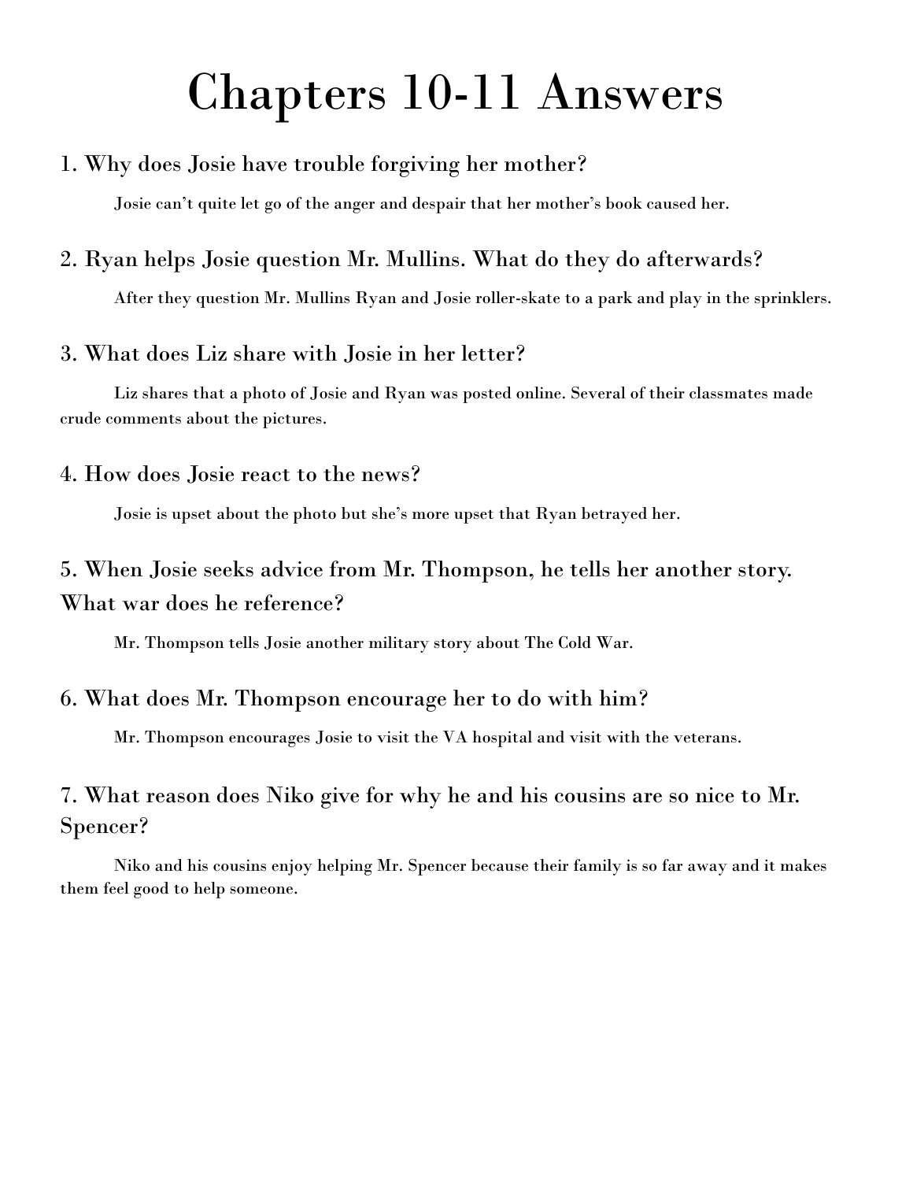# Chapters 10-11 Answers

### 1. Why does Josie have trouble forgiving her mother?

Josie can't quite let go of the anger and despair that her mother's book caused her.

### 2. Ryan helps Josie question Mr. Mullins. What do they do afterwards?

After they question Mr. Mullins Ryan and Josie roller-skate to a park and play in the sprinklers.

### 3. What does Liz share with Josie in her letter?

Liz shares that a photo of Josie and Ryan was posted online. Several of their classmates made crude comments about the pictures.

### 4. How does Josie react to the news?

Josie is upset about the photo but she's more upset that Ryan betrayed her.

### 5. When Josie seeks advice from Mr. Thompson, he tells her another story. What war does he reference?

Mr. Thompson tells Josie another military story about The Cold War.

### 6. What does Mr. Thompson encourage her to do with him?

Mr. Thompson encourages Josie to visit the VA hospital and visit with the veterans.

### 7. What reason does Niko give for why he and his cousins are so nice to Mr. Spencer?

Niko and his cousins enjoy helping Mr. Spencer because their family is so far away and it makes them feel good to help someone.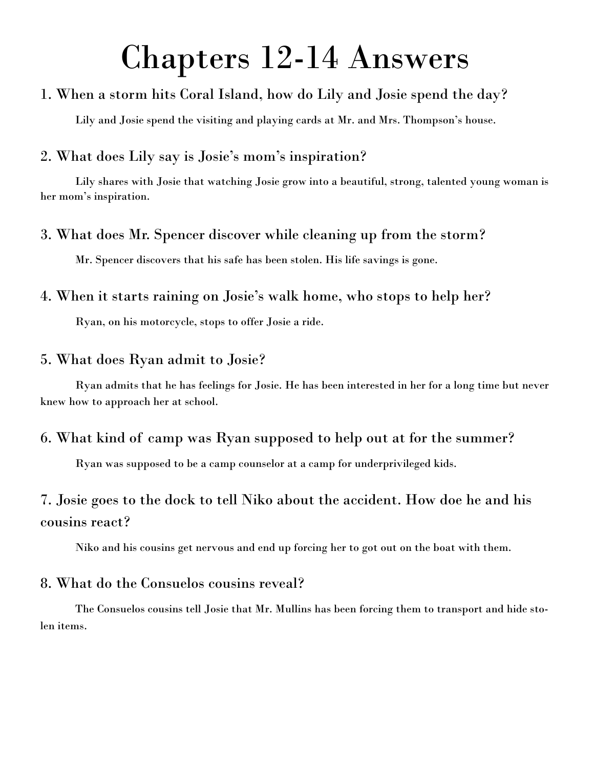# Chapters 12-14 Answers

## 1. When a storm hits Coral Island, how do Lily and Josie spend the day?

Lily and Josie spend the visiting and playing cards at Mr. and Mrs. Thompson's house.

## 2. What does Lily say is Josie's mom's inspiration?

Lily shares with Josie that watching Josie grow into a beautiful, strong, talented young woman is her mom's inspiration.

## 3. What does Mr. Spencer discover while cleaning up from the storm?

Mr. Spencer discovers that his safe has been stolen. His life savings is gone.

## 4. When it starts raining on Josie's walk home, who stops to help her?

Ryan, on his motorcycle, stops to offer Josie a ride.

## 5. What does Ryan admit to Josie?

Ryan admits that he has feelings for Josie. He has been interested in her for a long time but never knew how to approach her at school.

## 6. What kind of camp was Ryan supposed to help out at for the summer?

Ryan was supposed to be a camp counselor at a camp for underprivileged kids.

## 7. Josie goes to the dock to tell Niko about the accident. How doe he and his cousins react?

Niko and his cousins get nervous and end up forcing her to got out on the boat with them.

## 8. What do the Consuelos cousins reveal?

The Consuelos cousins tell Josie that Mr. Mullins has been forcing them to transport and hide stolen items.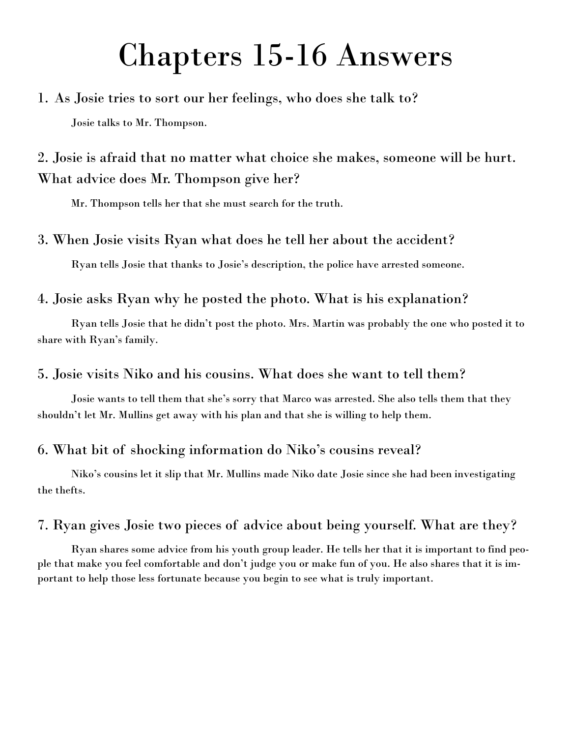# Chapters 15-16 Answers

1. As Josie tries to sort our her feelings, who does she talk to?

Josie talks to Mr. Thompson.

2. Josie is afraid that no matter what choice she makes, someone will be hurt. What advice does Mr. Thompson give her?

Mr. Thompson tells her that she must search for the truth.

3. When Josie visits Ryan what does he tell her about the accident?

Ryan tells Josie that thanks to Josie's description, the police have arrested someone.

4. Josie asks Ryan why he posted the photo. What is his explanation?

Ryan tells Josie that he didn't post the photo. Mrs. Martin was probably the one who posted it to share with Ryan's family.

5. Josie visits Niko and his cousins. What does she want to tell them?

Josie wants to tell them that she's sorry that Marco was arrested. She also tells them that they shouldn't let Mr. Mullins get away with his plan and that she is willing to help them.

6. What bit of shocking information do Niko's cousins reveal?

Niko's cousins let it slip that Mr. Mullins made Niko date Josie since she had been investigating the thefts.

7. Ryan gives Josie two pieces of advice about being yourself. What are they?

Ryan shares some advice from his youth group leader. He tells her that it is important to find people that make you feel comfortable and don't judge you or make fun of you. He also shares that it is important to help those less fortunate because you begin to see what is truly important.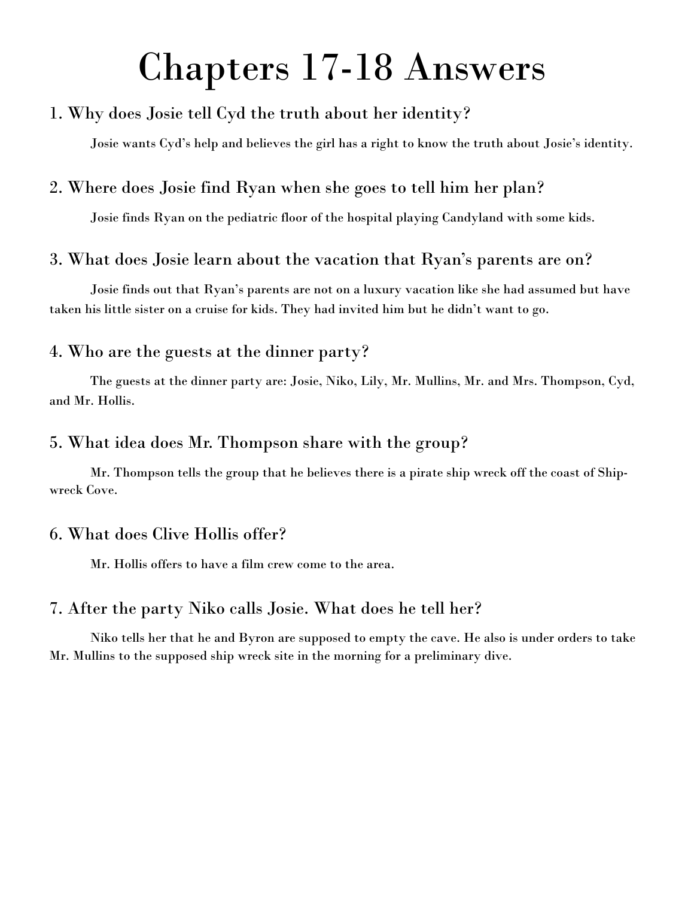# Chapters 17-18 Answers

## 1. Why does Josie tell Cyd the truth about her identity?

Josie wants Cyd's help and believes the girl has a right to know the truth about Josie's identity.

## 2. Where does Josie find Ryan when she goes to tell him her plan?

Josie finds Ryan on the pediatric floor of the hospital playing Candyland with some kids.

## 3. What does Josie learn about the vacation that Ryan's parents are on?

Josie finds out that Ryan's parents are not on a luxury vacation like she had assumed but have taken his little sister on a cruise for kids. They had invited him but he didn't want to go.

## 4. Who are the guests at the dinner party?

The guests at the dinner party are: Josie, Niko, Lily, Mr. Mullins, Mr. and Mrs. Thompson, Cyd, and Mr. Hollis.

## 5. What idea does Mr. Thompson share with the group?

Mr. Thompson tells the group that he believes there is a pirate ship wreck off the coast of Shipwreck Cove.

## 6. What does Clive Hollis offer?

Mr. Hollis offers to have a film crew come to the area.

## 7. After the party Niko calls Josie. What does he tell her?

Niko tells her that he and Byron are supposed to empty the cave. He also is under orders to take Mr. Mullins to the supposed ship wreck site in the morning for a preliminary dive.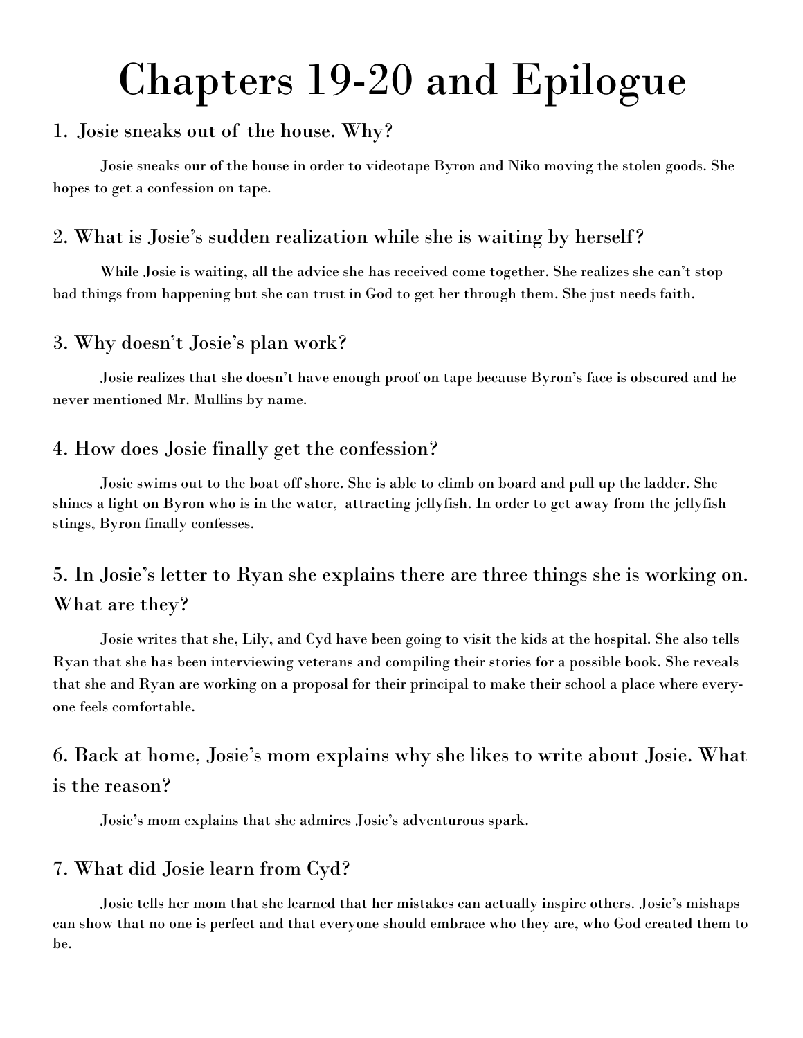# Chapters 19-20 and Epilogue

## 1. Josie sneaks out of the house. Why?

Josie sneaks our of the house in order to videotape Byron and Niko moving the stolen goods. She hopes to get a confession on tape.

## 2. What is Josie's sudden realization while she is waiting by herself?

While Josie is waiting, all the advice she has received come together. She realizes she can't stop bad things from happening but she can trust in God to get her through them. She just needs faith.

## 3. Why doesn't Josie's plan work?

Josie realizes that she doesn't have enough proof on tape because Byron's face is obscured and he never mentioned Mr. Mullins by name.

## 4. How does Josie finally get the confession?

Josie swims out to the boat off shore. She is able to climb on board and pull up the ladder. She shines a light on Byron who is in the water, attracting jellyfish. In order to get away from the jellyfish stings, Byron finally confesses.

## 5. In Josie's letter to Ryan she explains there are three things she is working on. What are they?

Josie writes that she, Lily, and Cyd have been going to visit the kids at the hospital. She also tells Ryan that she has been interviewing veterans and compiling their stories for a possible book. She reveals that she and Ryan are working on a proposal for their principal to make their school a place where everyone feels comfortable.

## 6. Back at home, Josie's mom explains why she likes to write about Josie. What is the reason?

Josie's mom explains that she admires Josie's adventurous spark.

## 7. What did Josie learn from Cyd?

Josie tells her mom that she learned that her mistakes can actually inspire others. Josie's mishaps can show that no one is perfect and that everyone should embrace who they are, who God created them to be.